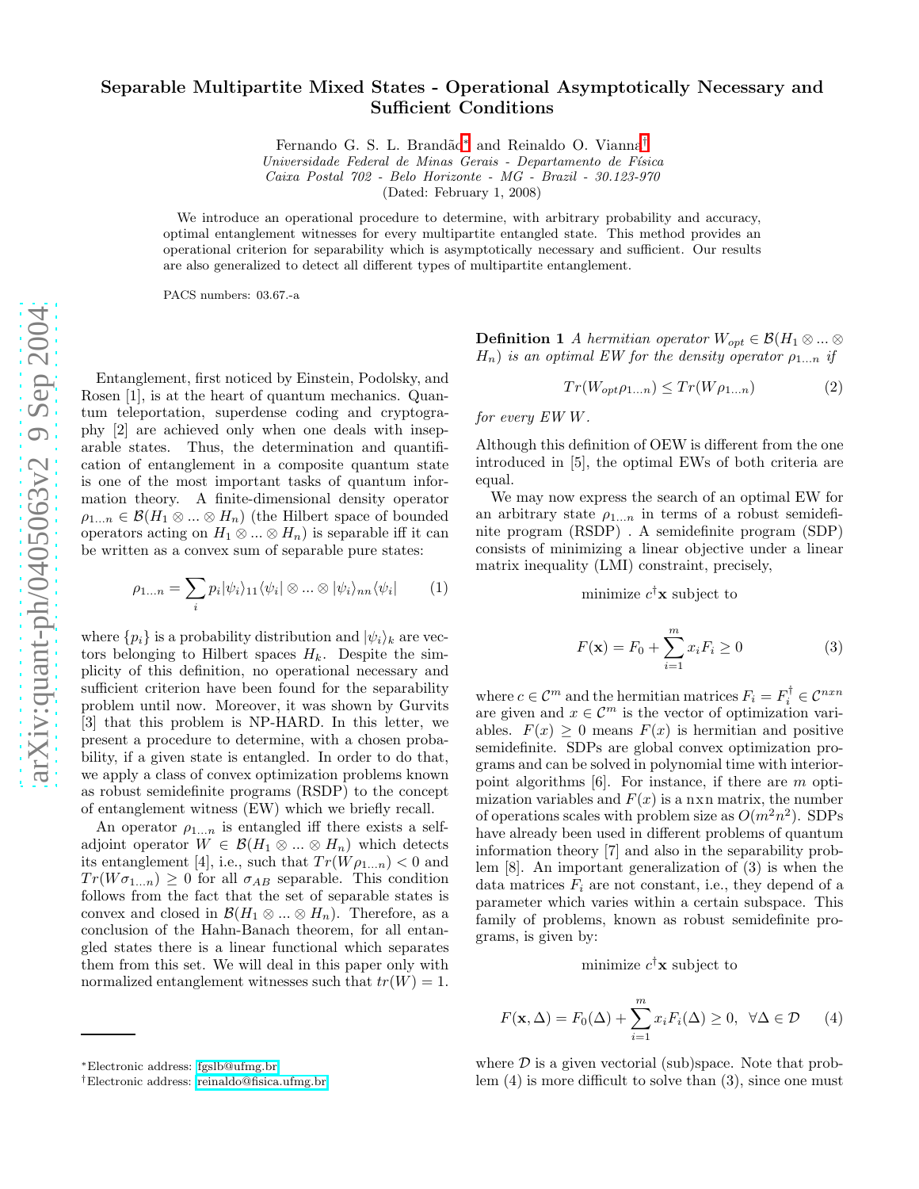# Separable Multipartite Mixed States - Operational Asymptotically Necessary and Sufficient Conditions

Fernando G. S. L. Brandão* and Reinaldo O. Vianna†

*Universidade Federal de Minas Gerais - Departamento de Física*
*Caixa Postal 702 - Belo Horizonte - MG - Brazil - 30.123-970*
(Dated: February 1, 2008)

We introduce an operational procedure to determine, with arbitrary probability and accuracy, optimal entanglement witnesses for every multipartite entangled state. This method provides an operational criterion for separability which is asymptotically necessary and sufficient. Our results are also generalized to detect all different types of multipartite entanglement.

PACS numbers: 03.67.-a

Entanglement, first noticed by Einstein, Podolsky, and Rosen [1], is at the heart of quantum mechanics. Quantum teleportation, superdense coding and cryptography [2] are achieved only when one deals with inseparable states. Thus, the determination and quantification of entanglement in a composite quantum state is one of the most important tasks of quantum information theory. A finite-dimensional density operator $\rho_{1...n} \in \mathcal{B}(H_1 \otimes ... \otimes H_n)$ (the Hilbert space of bounded operators acting on $H_1 \otimes ... \otimes H_n$) is separable iff it can be written as a convex sum of separable pure states:

$$\rho_{1...n} = \sum_i p_i |\psi_i\rangle_{11}\langle\psi_i| \otimes ... \otimes |\psi_i\rangle_{nn}\langle\psi_i| \tag{1}$$

where $\{p_i\}$ is a probability distribution and $|\psi_i\rangle_k$ are vectors belonging to Hilbert spaces $H_k$. Despite the simplicity of this definition, no operational necessary and sufficient criterion have been found for the separability problem until now. Moreover, it was shown by Gurvits [3] that this problem is NP-HARD. In this letter, we present a procedure to determine, with a chosen probability, if a given state is entangled. In order to do that, we apply a class of convex optimization problems known as robust semidefinite programs (RSDP) to the concept of entanglement witness (EW) which we briefly recall.

An operator $\rho_{1...n}$ is entangled iff there exists a self-adjoint operator $W \in \mathcal{B}(H_1 \otimes ... \otimes H_n)$ which detects its entanglement [4], i.e., such that $Tr(W\rho_{1...n}) < 0$ and $Tr(W\sigma_{1...n}) \geq 0$ for all $\sigma_{AB}$ separable. This condition follows from the fact that the set of separable states is convex and closed in $\mathcal{B}(H_1 \otimes ... \otimes H_n)$. Therefore, as a conclusion of the Hahn-Banach theorem, for all entangled states there is a linear functional which separates them from this set. We will deal in this paper only with normalized entanglement witnesses such that $tr(W) = 1$.

**Definition 1** *A hermitian operator $W_{opt} \in \mathcal{B}(H_1 \otimes ... \otimes H_n)$ is an optimal EW for the density operator $\rho_{1...n}$ if*

$$Tr(W_{opt}\rho_{1...n}) \leq Tr(W\rho_{1...n}) \tag{2}$$

*for every EW $W$.*

Although this definition of OEW is different from the one introduced in [5], the optimal EWs of both criteria are equal.

We may now express the search of an optimal EW for an arbitrary state $\rho_{1...n}$ in terms of a robust semidefinite program (RSDP) . A semidefinite program (SDP) consists of minimizing a linear objective under a linear matrix inequality (LMI) constraint, precisely,

$$\text{minimize } c^\dagger \mathbf{x} \text{ subject to}$$

$$F(\mathbf{x}) = F_0 + \sum_{i=1}^{m} x_i F_i \geq 0 \tag{3}$$

where $c \in \mathcal{C}^m$ and the hermitian matrices $F_i = F_i^\dagger \in \mathcal{C}^{nxn}$ are given and $x \in \mathcal{C}^m$ is the vector of optimization variables. $F(x) \geq 0$ means $F(x)$ is hermitian and positive semidefinite. SDPs are global convex optimization programs and can be solved in polynomial time with interior-point algorithms [6]. For instance, if there are $m$ optimization variables and $F(x)$ is a nxn matrix, the number of operations scales with problem size as $O(m^2n^2)$. SDPs have already been used in different problems of quantum information theory [7] and also in the separability problem [8]. An important generalization of (3) is when the data matrices $F_i$ are not constant, i.e., they depend of a parameter which varies within a certain subspace. This family of problems, known as robust semidefinite programs, is given by:

$$\text{minimize } c^\dagger \mathbf{x} \text{ subject to}$$

$$F(\mathbf{x}, \Delta) = F_0(\Delta) + \sum_{i=1}^{m} x_i F_i(\Delta) \geq 0, \quad \forall \Delta \in \mathcal{D} \tag{4}$$

where $\mathcal{D}$ is a given vectorial (sub)space. Note that problem (4) is more difficult to solve than (3), since one must

*Electronic address: fgslb@ufmg.br
†Electronic address: reinaldo@fisica.ufmg.br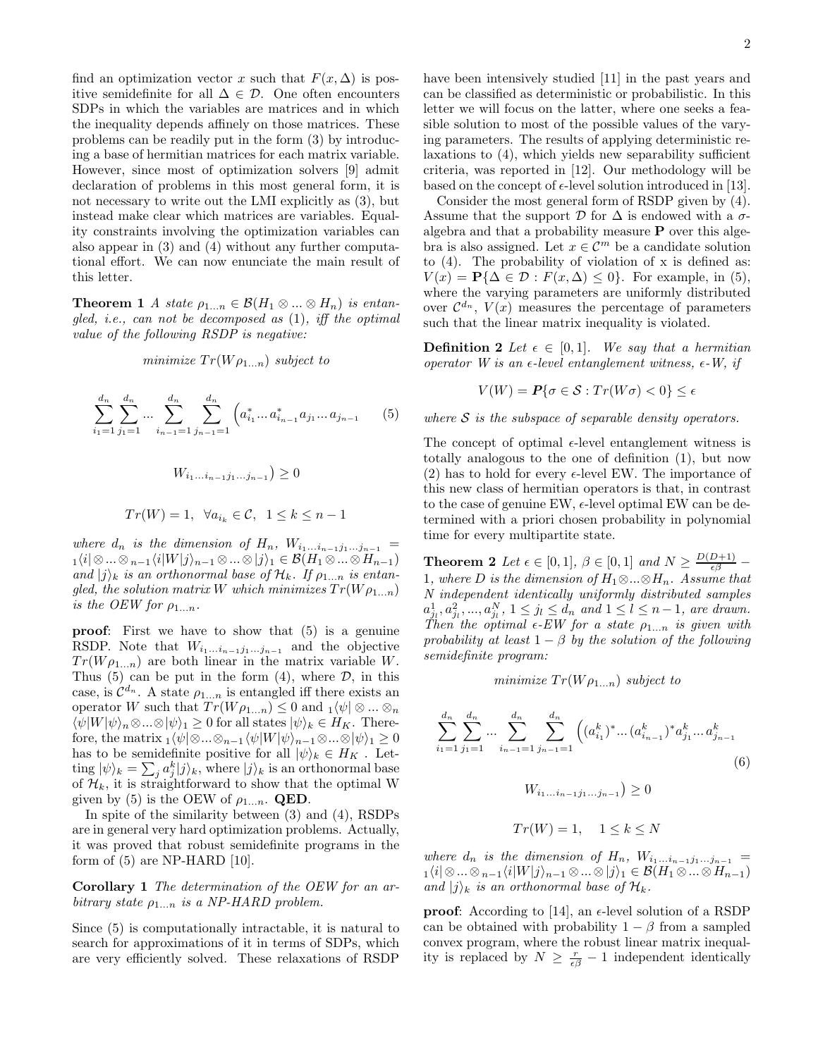find an optimization vector $x$ such that $F(x, \Delta)$ is positive semidefinite for all $\Delta \in \mathcal{D}$. One often encounters SDPs in which the variables are matrices and in which the inequality depends affinely on those matrices. These problems can be readily put in the form (3) by introducing a base of hermitian matrices for each matrix variable. However, since most of optimization solvers [9] admit declaration of problems in this most general form, it is not necessary to write out the LMI explicitly as (3), but instead make clear which matrices are variables. Equality constraints involving the optimization variables can also appear in (3) and (4) without any further computational effort. We can now enunciate the main result of this letter.

**Theorem 1** *A state $\rho_{1...n} \in \mathcal{B}(H_1 \otimes ... \otimes H_n)$ is entangled, i.e., can not be decomposed as (1), iff the optimal value of the following RSDP is negative:*

$$\textit{minimize } Tr(W\rho_{1...n}) \textit{ subject to}$$

$$\sum_{i_1=1}^{d_n}\sum_{j_1=1}^{d_n} ... \sum_{i_{n-1}=1}^{d_n}\sum_{j_{n-1}=1}^{d_n} \Big(a^*_{i_1}...a^*_{i_{n-1}}a_{j_1}...a_{j_{n-1}} \tag{5}$$

$$W_{i_1...i_{n-1}j_1...j_{n-1}}\Big) \geq 0$$

$$Tr(W) = 1, \ \ \forall a_{i_k} \in \mathcal{C}, \ \ 1 \leq k \leq n-1$$

*where $d_n$ is the dimension of $H_n$, $W_{i_1...i_{n-1}j_1...j_{n-1}} = {}_1\langle i| \otimes ... \otimes {}_{n-1}\langle i|W|j\rangle_{n-1} \otimes ... \otimes |j\rangle_1 \in \mathcal{B}(H_1 \otimes ... \otimes H_{n-1})$ and $|j\rangle_k$ is an orthonormal base of $\mathcal{H}_k$. If $\rho_{1...n}$ is entangled, the solution matrix $W$ which minimizes $Tr(W\rho_{1...n})$ is the OEW for $\rho_{1...n}$.*

**proof**: First we have to show that (5) is a genuine RSDP. Note that $W_{i_1...i_{n-1}j_1...j_{n-1}}$ and the objective $Tr(W\rho_{1...n})$ are both linear in the matrix variable $W$. Thus (5) can be put in the form (4), where $\mathcal{D}$, in this case, is $\mathcal{C}^{d_n}$. A state $\rho_{1...n}$ is entangled iff there exists an operator $W$ such that $Tr(W\rho_{1...n}) \leq 0$ and ${}_1\langle\psi| \otimes ... \otimes_n \langle\psi|W|\psi\rangle_n \otimes ... \otimes |\psi\rangle_1 \geq 0$ for all states $|\psi\rangle_k \in H_K$. Therefore, the matrix ${}_1\langle\psi| \otimes ... \otimes_{n-1} \langle\psi|W|\psi\rangle_{n-1} \otimes ... \otimes |\psi\rangle_1 \geq 0$ has to be semidefinite positive for all $|\psi\rangle_k \in H_K$. Letting $|\psi\rangle_k = \sum_j a^k_j |j\rangle_k$, where $|j\rangle_k$ is an orthonormal base of $\mathcal{H}_k$, it is straightforward to show that the optimal W given by (5) is the OEW of $\rho_{1...n}$. **QED**.

In spite of the similarity between (3) and (4), RSDPs are in general very hard optimization problems. Actually, it was proved that robust semidefinite programs in the form of (5) are NP-HARD [10].

**Corollary 1** *The determination of the OEW for an arbitrary state $\rho_{1...n}$ is a NP-HARD problem.*

Since (5) is computationally intractable, it is natural to search for approximations of it in terms of SDPs, which are very efficiently solved. These relaxations of RSDP have been intensively studied [11] in the past years and can be classified as deterministic or probabilistic. In this letter we will focus on the latter, where one seeks a feasible solution to most of the possible values of the varying parameters. The results of applying deterministic relaxations to (4), which yields new separability sufficient criteria, was reported in [12]. Our methodology will be based on the concept of $\epsilon$-level solution introduced in [13].

Consider the most general form of RSDP given by (4). Assume that the support $\mathcal{D}$ for $\Delta$ is endowed with a $\sigma$-algebra and that a probability measure $\mathbf{P}$ over this algebra is also assigned. Let $x \in \mathcal{C}^m$ be a candidate solution to (4). The probability of violation of x is defined as: $V(x) = \mathbf{P}\{\Delta \in \mathcal{D} : F(x, \Delta) \leq 0\}$. For example, in (5), where the varying parameters are uniformly distributed over $\mathcal{C}^{d_n}$, $V(x)$ measures the percentage of parameters such that the linear matrix inequality is violated.

**Definition 2** *Let $\epsilon \in [0, 1]$. We say that a hermitian operator $W$ is an $\epsilon$-level entanglement witness, $\epsilon$-W, if*

$$V(W) = \boldsymbol{P}\{\sigma \in \mathcal{S} : Tr(W\sigma) < 0\} \leq \epsilon$$

*where $\mathcal{S}$ is the subspace of separable density operators.*

The concept of optimal $\epsilon$-level entanglement witness is totally analogous to the one of definition (1), but now (2) has to hold for every $\epsilon$-level EW. The importance of this new class of hermitian operators is that, in contrast to the case of genuine EW, $\epsilon$-level optimal EW can be determined with a priori chosen probability in polynomial time for every multipartite state.

**Theorem 2** *Let $\epsilon \in [0, 1]$, $\beta \in [0, 1]$ and $N \geq \frac{D(D+1)}{\epsilon\beta} - 1$, where $D$ is the dimension of $H_1 \otimes ... \otimes H_n$. Assume that $N$ independent identically uniformly distributed samples $a^1_{j_l}, a^2_{j_l}, ..., a^N_{j_l}$, $1 \leq j_l \leq d_n$ and $1 \leq l \leq n-1$, are drawn. Then the optimal $\epsilon$-EW for a state $\rho_{1...n}$ is given with probability at least $1 - \beta$ by the solution of the following semidefinite program:*

$$\textit{minimize } Tr(W\rho_{1...n}) \textit{ subject to}$$

$$\sum_{i_1=1}^{d_n}\sum_{j_1=1}^{d_n} ... \sum_{i_{n-1}=1}^{d_n}\sum_{j_{n-1}=1}^{d_n} \Big((a^k_{i_1})^*...(a^k_{i_{n-1}})^* a^k_{j_1}...a^k_{j_{n-1}} \tag{6}$$

$$W_{i_1...i_{n-1}j_1...j_{n-1}}\Big) \geq 0$$

$$Tr(W) = 1, \ \ \ 1 \leq k \leq N$$

*where $d_n$ is the dimension of $H_n$, $W_{i_1...i_{n-1}j_1...j_{n-1}} = {}_1\langle i| \otimes ... \otimes {}_{n-1}\langle i|W|j\rangle_{n-1} \otimes ... \otimes |j\rangle_1 \in \mathcal{B}(H_1 \otimes ... \otimes H_{n-1})$ and $|j\rangle_k$ is an orthonormal base of $\mathcal{H}_k$.*

**proof**: According to [14], an $\epsilon$-level solution of a RSDP can be obtained with probability $1 - \beta$ from a sampled convex program, where the robust linear matrix inequality is replaced by $N \geq \frac{r}{\epsilon\beta} - 1$ independent identically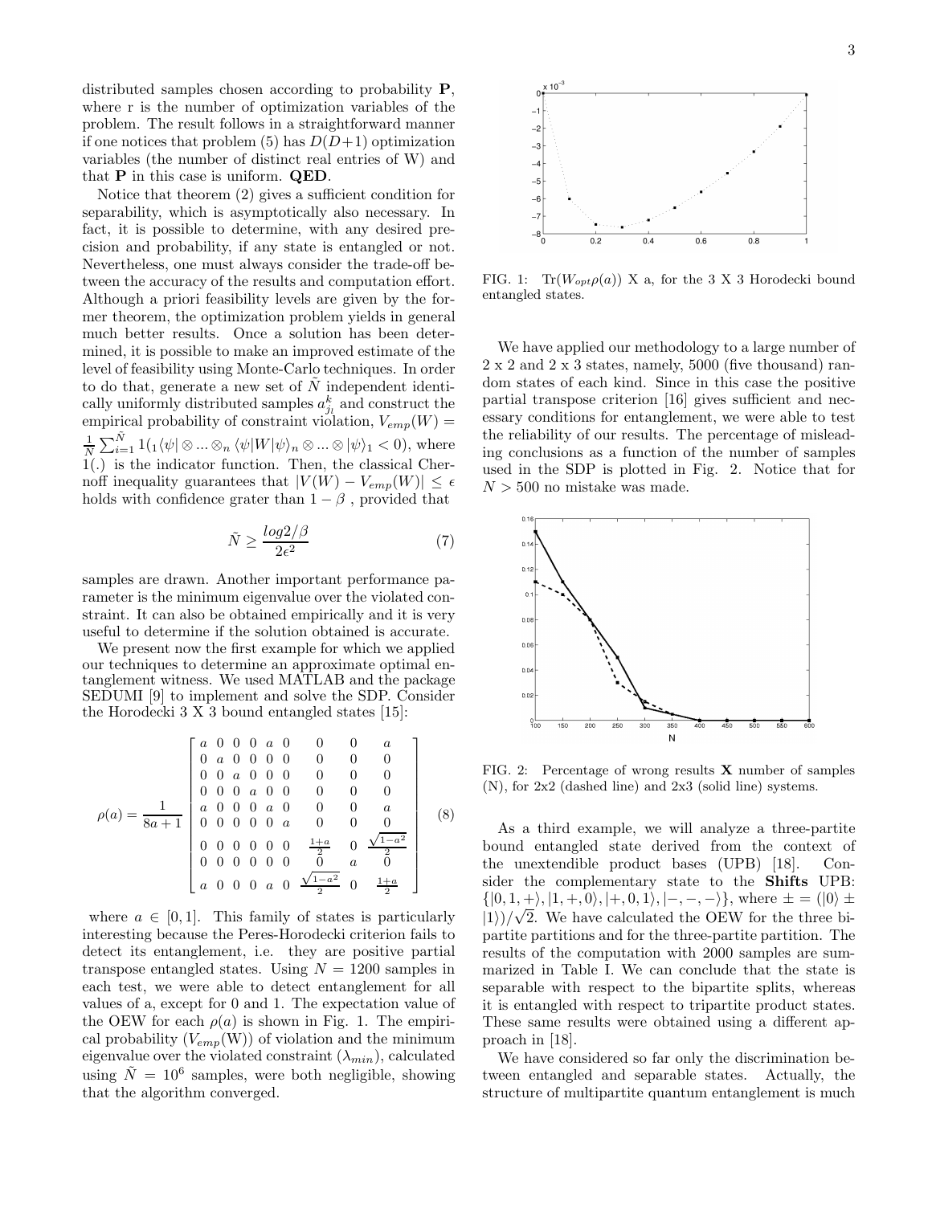distributed samples chosen according to probability $\mathbf{P}$, where r is the number of optimization variables of the problem. The result follows in a straightforward manner if one notices that problem (5) has $D(D+1)$ optimization variables (the number of distinct real entries of W) and that $\mathbf{P}$ in this case is uniform. **QED**.

Notice that theorem (2) gives a sufficient condition for separability, which is asymptotically also necessary. In fact, it is possible to determine, with any desired precision and probability, if any state is entangled or not. Nevertheless, one must always consider the trade-off between the accuracy of the results and computation effort. Although a priori feasibility levels are given by the former theorem, the optimization problem yields in general much better results. Once a solution has been determined, it is possible to make an improved estimate of the level of feasibility using Monte-Carlo techniques. In order to do that, generate a new set of $\tilde{N}$ independent identically uniformly distributed samples $a_{j_l}^k$ and construct the empirical probability of constraint violation, $V_{emp}(W) = \frac{1}{\tilde{N}}\sum_{i=1}^{\tilde{N}} 1({}_1\langle\psi|\otimes ... \otimes_n \langle\psi|W|\psi\rangle_n \otimes ... \otimes |\psi\rangle_1 < 0)$, where $1(.)$ is the indicator function. Then, the classical Chernoff inequality guarantees that $|V(W) - V_{emp}(W)| \leq \epsilon$ holds with confidence grater than $1-\beta$ , provided that

$$\tilde{N} \geq \frac{log2/\beta}{2\epsilon^2} \tag{7}$$

samples are drawn. Another important performance parameter is the minimum eigenvalue over the violated constraint. It can also be obtained empirically and it is very useful to determine if the solution obtained is accurate.

We present now the first example for which we applied our techniques to determine an approximate optimal entanglement witness. We used MATLAB and the package SEDUMI [9] to implement and solve the SDP. Consider the Horodecki 3 X 3 bound entangled states [15]:

$$\rho(a) = \frac{1}{8a+1}\begin{bmatrix} a & 0 & 0 & 0 & a & 0 & 0 & 0 & a \\ 0 & a & 0 & 0 & 0 & 0 & 0 & 0 & 0 \\ 0 & 0 & a & 0 & 0 & 0 & 0 & 0 & 0 \\ 0 & 0 & 0 & a & 0 & 0 & 0 & 0 & 0 \\ a & 0 & 0 & 0 & a & 0 & 0 & 0 & a \\ 0 & 0 & 0 & 0 & 0 & a & 0 & 0 & 0 \\ 0 & 0 & 0 & 0 & 0 & 0 & \frac{1+a}{2} & 0 & \frac{\sqrt{1-a^2}}{2} \\ 0 & 0 & 0 & 0 & 0 & 0 & 0 & a & 0 \\ a & 0 & 0 & 0 & a & 0 & \frac{\sqrt{1-a^2}}{2} & 0 & \frac{1+a}{2} \end{bmatrix} \tag{8}$$

where $a \in [0,1]$. This family of states is particularly interesting because the Peres-Horodecki criterion fails to detect its entanglement, i.e. they are positive partial transpose entangled states. Using $N = 1200$ samples in each test, we were able to detect entanglement for all values of a, except for 0 and 1. The expectation value of the OEW for each $\rho(a)$ is shown in Fig. 1. The empirical probability ($V_{emp}$(W)) of violation and the minimum eigenvalue over the violated constraint ($\lambda_{min}$), calculated using $\tilde{N} = 10^6$ samples, were both negligible, showing that the algorithm converged.

x 10^-3
0
-1
-2
-3
-4
-5
-6
-7
-8
0 0.2 0.4 0.6 0.8 1

FIG. 1: $\mathrm{Tr}(W_{opt}\rho(a))$ X a, for the 3 X 3 Horodecki bound entangled states.

We have applied our methodology to a large number of 2 x 2 and 2 x 3 states, namely, 5000 (five thousand) random states of each kind. Since in this case the positive partial transpose criterion [16] gives sufficient and necessary conditions for entanglement, we were able to test the reliability of our results. The percentage of misleading conclusions as a function of the number of samples used in the SDP is plotted in Fig. 2. Notice that for $N > 500$ no mistake was made.

0.16
0.14
0.12
0.1
0.08
0.06
0.04
0.02
0
100 150 200 250 300 350 400 450 500 550 600
N

FIG. 2: Percentage of wrong results **X** number of samples (N), for 2x2 (dashed line) and 2x3 (solid line) systems.

As a third example, we will analyze a three-partite bound entangled state derived from the context of the unextendible product bases (UPB) [18]. Consider the complementary state to the **Shifts** UPB: $\{|0,1,+\rangle, |1,+,0\rangle, |+,0,1\rangle, |-,-,-\rangle\}$, where $\pm = (|0\rangle \pm |1\rangle)/\sqrt{2}$. We have calculated the OEW for the three bipartite partitions and for the three-partite partition. The results of the computation with 2000 samples are summarized in Table I. We can conclude that the state is separable with respect to the bipartite splits, whereas it is entangled with respect to tripartite product states. These same results were obtained using a different approach in [18].

We have considered so far only the discrimination between entangled and separable states. Actually, the structure of multipartite quantum entanglement is much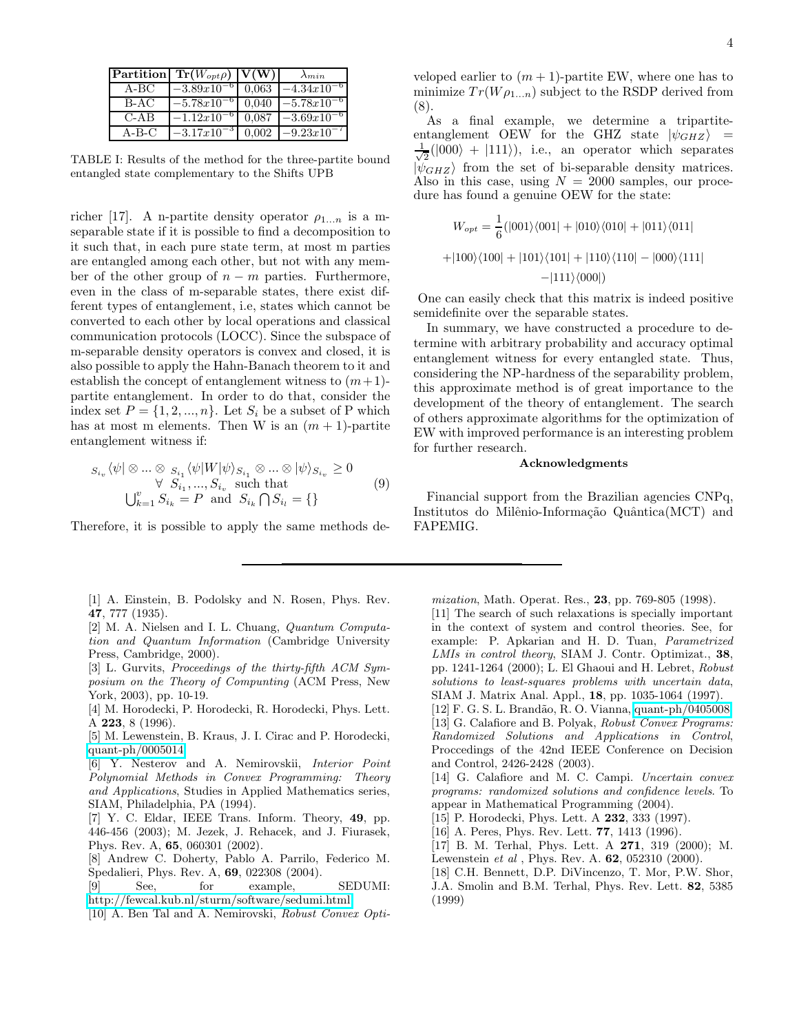| Partition | $\mathbf{Tr}(W_{opt}\rho)$ | $\mathbf{V(W)}$ | $\lambda_{min}$ |
|---|---|---|---|
| A-BC | $-3.89x10^{-6}$ | 0,063 | $-4.34x10^{-6}$ |
| B-AC | $-5.78x10^{-6}$ | 0,040 | $-5.78x10^{-6}$ |
| C-AB | $-1.12x10^{-6}$ | 0,087 | $-3.69x10^{-6}$ |
| A-B-C | $-3.17x10^{-3}$ | 0,002 | $-9.23x10^{-7}$ |

TABLE I: Results of the method for the three-partite bound entangled state complementary to the Shifts UPB

richer [17]. A n-partite density operator $\rho_{1...n}$ is a m-separable state if it is possible to find a decomposition to it such that, in each pure state term, at most m parties are entangled among each other, but not with any member of the other group of $n-m$ parties. Furthermore, even in the class of m-separable states, there exist different types of entanglement, i.e, states which cannot be converted to each other by local operations and classical communication protocols (LOCC). Since the subspace of m-separable density operators is convex and closed, it is also possible to apply the Hahn-Banach theorem to it and establish the concept of entanglement witness to $(m+1)$-partite entanglement. In order to do that, consider the index set $P = \{1, 2, ..., n\}$. Let $S_i$ be a subset of P which has at most m elements. Then W is an $(m+1)$-partite entanglement witness if:

$$
\begin{gathered}
{}_{S_{i_v}}\langle\psi| \otimes ... \otimes {}_{S_{i_1}}\langle\psi|W|\psi\rangle_{S_{i_1}} \otimes ... \otimes |\psi\rangle_{S_{i_v}} \geq 0 \\
\forall \; S_{i_1}, ..., S_{i_v} \text{ such that} \\
\bigcup_{k=1}^{v} S_{i_k} = P \text{ and } S_{i_k} \bigcap S_{i_l} = \{\}
\end{gathered}
\tag{9}
$$

Therefore, it is possible to apply the same methods developed earlier to $(m+1)$-partite EW, where one has to minimize $Tr(W\rho_{1...n})$ subject to the RSDP derived from (8).

As a final example, we determine a tripartite-entanglement OEW for the GHZ state $|\psi_{GHZ}\rangle = \frac{1}{\sqrt{2}}(|000\rangle + |111\rangle)$, i.e., an operator which separates $|\psi_{GHZ}\rangle$ from the set of bi-separable density matrices. Also in this case, using $N = 2000$ samples, our procedure has found a genuine OEW for the state:

$$
\begin{gathered}
W_{opt} = \frac{1}{6}(|001\rangle\langle 001| + |010\rangle\langle 010| + |011\rangle\langle 011| \\
+ |100\rangle\langle 100| + |101\rangle\langle 101| + |110\rangle\langle 110| - |000\rangle\langle 111| \\
- |111\rangle\langle 000|)
\end{gathered}
$$

One can easily check that this matrix is indeed positive semidefinite over the separable states.

In summary, we have constructed a procedure to determine with arbitrary probability and accuracy optimal entanglement witness for every entangled state. Thus, considering the NP-hardness of the separability problem, this approximate method is of great importance to the development of the theory of entanglement. The search of others approximate algorithms for the optimization of EW with improved performance is an interesting problem for further research.

**Acknowledgments**

Financial support from the Brazilian agencies CNPq, Institutos do Milênio-Informação Quântica(MCT) and FAPEMIG.

---

[1] A. Einstein, B. Podolsky and N. Rosen, Phys. Rev. **47**, 777 (1935).

[2] M. A. Nielsen and I. L. Chuang, *Quantum Computation and Quantum Information* (Cambridge University Press, Cambridge, 2000).

[3] L. Gurvits, *Proceedings of the thirty-fifth ACM Symposium on the Theory of Compunting* (ACM Press, New York, 2003), pp. 10-19.

[4] M. Horodecki, P. Horodecki, R. Horodecki, Phys. Lett. A **223**, 8 (1996).

[5] M. Lewenstein, B. Kraus, J. I. Cirac and P. Horodecki, quant-ph/0005014

[6] Y. Nesterov and A. Nemirovskii, *Interior Point Polynomial Methods in Convex Programming: Theory and Applications*, Studies in Applied Mathematics series, SIAM, Philadelphia, PA (1994).

[7] Y. C. Eldar, IEEE Trans. Inform. Theory, **49**, pp. 446-456 (2003); M. Jezek, J. Rehacek, and J. Fiurasek, Phys. Rev. A, **65**, 060301 (2002).

[8] Andrew C. Doherty, Pablo A. Parrilo, Federico M. Spedalieri, Phys. Rev. A, **69**, 022308 (2004).

[9] See, for example, SEDUMI: http://fewcal.kub.nl/sturm/software/sedumi.html

[10] A. Ben Tal and A. Nemirovski, *Robust Convex Optimization*, Math. Operat. Res., **23**, pp. 769-805 (1998).

[11] The search of such relaxations is specially important in the context of system and control theories. See, for example: P. Apkarian and H. D. Tuan, *Parametrized LMIs in control theory*, SIAM J. Contr. Optimizat., **38**, pp. 1241-1264 (2000); L. El Ghaoui and H. Lebret, *Robust solutions to least-squares problems with uncertain data*, SIAM J. Matrix Anal. Appl., **18**, pp. 1035-1064 (1997).

[12] F. G. S. L. Brandão, R. O. Vianna, quant-ph/0405008

[13] G. Calafiore and B. Polyak, *Robust Convex Programs: Randomized Solutions and Applications in Control*, Proccedings of the 42nd IEEE Conference on Decision and Control, 2426-2428 (2003).

[14] G. Calafiore and M. C. Campi. *Uncertain convex programs: randomized solutions and confidence levels*. To appear in Mathematical Programming (2004).

[15] P. Horodecki, Phys. Lett. A **232**, 333 (1997).

[16] A. Peres, Phys. Rev. Lett. **77**, 1413 (1996).

[17] B. M. Terhal, Phys. Lett. A **271**, 319 (2000); M. Lewenstein *et al* , Phys. Rev. A. **62**, 052310 (2000).

[18] C.H. Bennett, D.P. DiVincenzo, T. Mor, P.W. Shor, J.A. Smolin and B.M. Terhal, Phys. Rev. Lett. **82**, 5385 (1999)